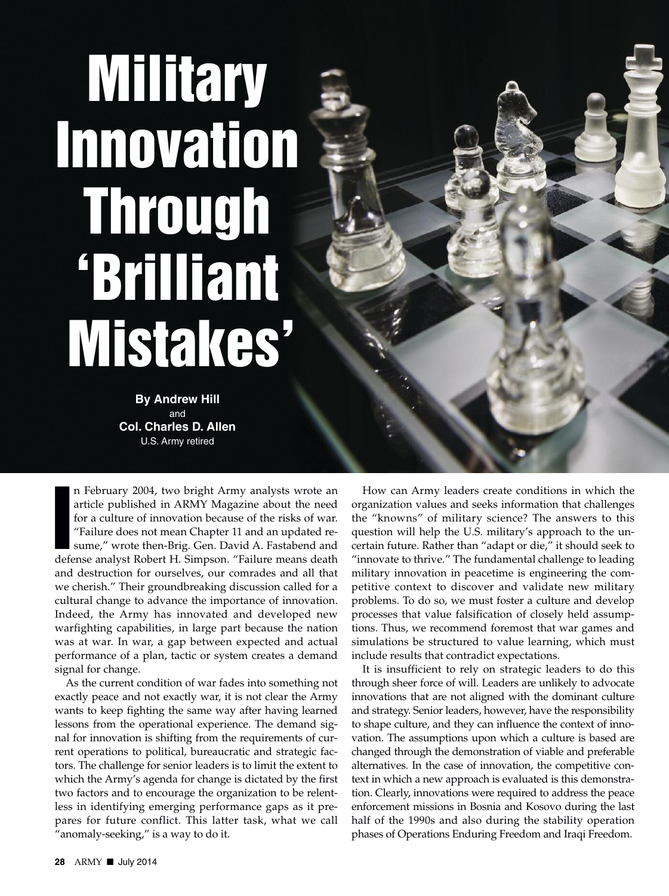# Military Innovation Through 'Brilliant Mistakes'

**By Andrew Hill**
and
**Col. Charles D. Allen**
U.S. Army retired

In February 2004, two bright Army analysts wrote an article published in ARMY Magazine about the need for a culture of innovation because of the risks of war. "Failure does not mean Chapter 11 and an updated resume," wrote then-Brig. Gen. David A. Fastabend and defense analyst Robert H. Simpson. "Failure means death and destruction for ourselves, our comrades and all that we cherish." Their groundbreaking discussion called for a cultural change to advance the importance of innovation. Indeed, the Army has innovated and developed new warfighting capabilities, in large part because the nation was at war. In war, a gap between expected and actual performance of a plan, tactic or system creates a demand signal for change.

As the current condition of war fades into something not exactly peace and not exactly war, it is not clear the Army wants to keep fighting the same way after having learned lessons from the operational experience. The demand signal for innovation is shifting from the requirements of current operations to political, bureaucratic and strategic factors. The challenge for senior leaders is to limit the extent to which the Army's agenda for change is dictated by the first two factors and to encourage the organization to be relentless in identifying emerging performance gaps as it prepares for future conflict. This latter task, what we call "anomaly-seeking," is a way to do it.

How can Army leaders create conditions in which the organization values and seeks information that challenges the "knowns" of military science? The answers to this question will help the U.S. military's approach to the uncertain future. Rather than "adapt or die," it should seek to "innovate to thrive." The fundamental challenge to leading military innovation in peacetime is engineering the competitive context to discover and validate new military problems. To do so, we must foster a culture and develop processes that value falsification of closely held assumptions. Thus, we recommend foremost that war games and simulations be structured to value learning, which must include results that contradict expectations.

It is insufficient to rely on strategic leaders to do this through sheer force of will. Leaders are unlikely to advocate innovations that are not aligned with the dominant culture and strategy. Senior leaders, however, have the responsibility to shape culture, and they can influence the context of innovation. The assumptions upon which a culture is based are changed through the demonstration of viable and preferable alternatives. In the case of innovation, the competitive context in which a new approach is evaluated is this demonstration. Clearly, innovations were required to address the peace enforcement missions in Bosnia and Kosovo during the last half of the 1990s and also during the stability operation phases of Operations Enduring Freedom and Iraqi Freedom.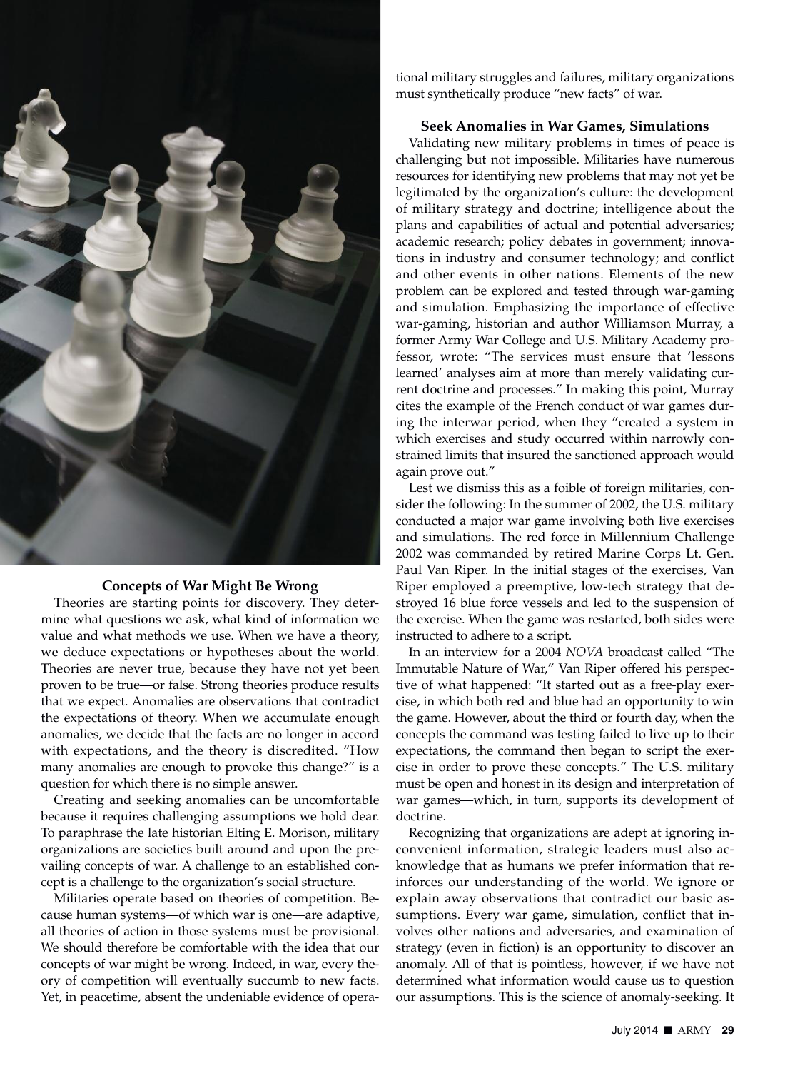## Concepts of War Might Be Wrong

Theories are starting points for discovery. They determine what questions we ask, what kind of information we value and what methods we use. When we have a theory, we deduce expectations or hypotheses about the world. Theories are never true, because they have not yet been proven to be true—or false. Strong theories produce results that we expect. Anomalies are observations that contradict the expectations of theory. When we accumulate enough anomalies, we decide that the facts are no longer in accord with expectations, and the theory is discredited. "How many anomalies are enough to provoke this change?" is a question for which there is no simple answer.

Creating and seeking anomalies can be uncomfortable because it requires challenging assumptions we hold dear. To paraphrase the late historian Elting E. Morison, military organizations are societies built around and upon the prevailing concepts of war. A challenge to an established concept is a challenge to the organization's social structure.

Militaries operate based on theories of competition. Because human systems—of which war is one—are adaptive, all theories of action in those systems must be provisional. We should therefore be comfortable with the idea that our concepts of war might be wrong. Indeed, in war, every theory of competition will eventually succumb to new facts. Yet, in peacetime, absent the undeniable evidence of operational military struggles and failures, military organizations must synthetically produce "new facts" of war.

## Seek Anomalies in War Games, Simulations

Validating new military problems in times of peace is challenging but not impossible. Militaries have numerous resources for identifying new problems that may not yet be legitimated by the organization's culture: the development of military strategy and doctrine; intelligence about the plans and capabilities of actual and potential adversaries; academic research; policy debates in government; innovations in industry and consumer technology; and conflict and other events in other nations. Elements of the new problem can be explored and tested through war-gaming and simulation. Emphasizing the importance of effective war-gaming, historian and author Williamson Murray, a former Army War College and U.S. Military Academy professor, wrote: "The services must ensure that 'lessons learned' analyses aim at more than merely validating current doctrine and processes." In making this point, Murray cites the example of the French conduct of war games during the interwar period, when they "created a system in which exercises and study occurred within narrowly constrained limits that insured the sanctioned approach would again prove out."

Lest we dismiss this as a foible of foreign militaries, consider the following: In the summer of 2002, the U.S. military conducted a major war game involving both live exercises and simulations. The red force in Millennium Challenge 2002 was commanded by retired Marine Corps Lt. Gen. Paul Van Riper. In the initial stages of the exercises, Van Riper employed a preemptive, low-tech strategy that destroyed 16 blue force vessels and led to the suspension of the exercise. When the game was restarted, both sides were instructed to adhere to a script.

In an interview for a 2004 *NOVA* broadcast called "The Immutable Nature of War," Van Riper offered his perspective of what happened: "It started out as a free-play exercise, in which both red and blue had an opportunity to win the game. However, about the third or fourth day, when the concepts the command was testing failed to live up to their expectations, the command then began to script the exercise in order to prove these concepts." The U.S. military must be open and honest in its design and interpretation of war games—which, in turn, supports its development of doctrine.

Recognizing that organizations are adept at ignoring inconvenient information, strategic leaders must also acknowledge that as humans we prefer information that reinforces our understanding of the world. We ignore or explain away observations that contradict our basic assumptions. Every war game, simulation, conflict that involves other nations and adversaries, and examination of strategy (even in fiction) is an opportunity to discover an anomaly. All of that is pointless, however, if we have not determined what information would cause us to question our assumptions. This is the science of anomaly-seeking. It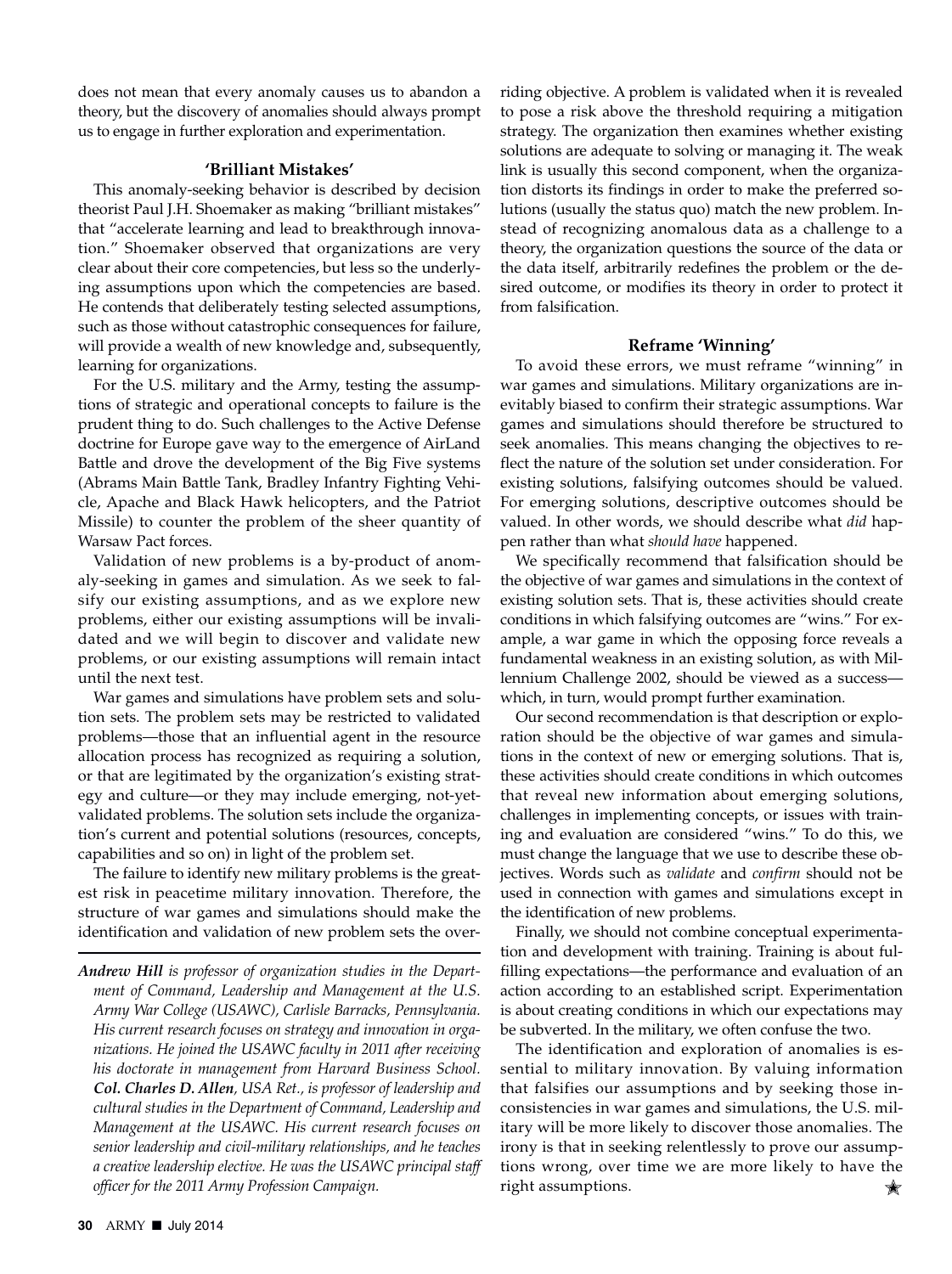does not mean that every anomaly causes us to abandon a theory, but the discovery of anomalies should always prompt us to engage in further exploration and experimentation.

### 'Brilliant Mistakes'

This anomaly-seeking behavior is described by decision theorist Paul J.H. Shoemaker as making "brilliant mistakes" that "accelerate learning and lead to breakthrough innovation." Shoemaker observed that organizations are very clear about their core competencies, but less so the underlying assumptions upon which the competencies are based. He contends that deliberately testing selected assumptions, such as those without catastrophic consequences for failure, will provide a wealth of new knowledge and, subsequently, learning for organizations.

For the U.S. military and the Army, testing the assumptions of strategic and operational concepts to failure is the prudent thing to do. Such challenges to the Active Defense doctrine for Europe gave way to the emergence of AirLand Battle and drove the development of the Big Five systems (Abrams Main Battle Tank, Bradley Infantry Fighting Vehicle, Apache and Black Hawk helicopters, and the Patriot Missile) to counter the problem of the sheer quantity of Warsaw Pact forces.

Validation of new problems is a by-product of anomaly-seeking in games and simulation. As we seek to falsify our existing assumptions, and as we explore new problems, either our existing assumptions will be invalidated and we will begin to discover and validate new problems, or our existing assumptions will remain intact until the next test.

War games and simulations have problem sets and solution sets. The problem sets may be restricted to validated problems—those that an influential agent in the resource allocation process has recognized as requiring a solution, or that are legitimated by the organization's existing strategy and culture—or they may include emerging, not-yet-validated problems. The solution sets include the organization's current and potential solutions (resources, concepts, capabilities and so on) in light of the problem set.

The failure to identify new military problems is the greatest risk in peacetime military innovation. Therefore, the structure of war games and simulations should make the identification and validation of new problem sets the overriding objective. A problem is validated when it is revealed to pose a risk above the threshold requiring a mitigation strategy. The organization then examines whether existing solutions are adequate to solving or managing it. The weak link is usually this second component, when the organization distorts its findings in order to make the preferred solutions (usually the status quo) match the new problem. Instead of recognizing anomalous data as a challenge to a theory, the organization questions the source of the data or the data itself, arbitrarily redefines the problem or the desired outcome, or modifies its theory in order to protect it from falsification.

### Reframe 'Winning'

To avoid these errors, we must reframe "winning" in war games and simulations. Military organizations are inevitably biased to confirm their strategic assumptions. War games and simulations should therefore be structured to seek anomalies. This means changing the objectives to reflect the nature of the solution set under consideration. For existing solutions, falsifying outcomes should be valued. For emerging solutions, descriptive outcomes should be valued. In other words, we should describe what *did* happen rather than what *should have* happened.

We specifically recommend that falsification should be the objective of war games and simulations in the context of existing solution sets. That is, these activities should create conditions in which falsifying outcomes are "wins." For example, a war game in which the opposing force reveals a fundamental weakness in an existing solution, as with Millennium Challenge 2002, should be viewed as a success—which, in turn, would prompt further examination.

Our second recommendation is that description or exploration should be the objective of war games and simulations in the context of new or emerging solutions. That is, these activities should create conditions in which outcomes that reveal new information about emerging solutions, challenges in implementing concepts, or issues with training and evaluation are considered "wins." To do this, we must change the language that we use to describe these objectives. Words such as *validate* and *confirm* should not be used in connection with games and simulations except in the identification of new problems.

Finally, we should not combine conceptual experimentation and development with training. Training is about fulfilling expectations—the performance and evaluation of an action according to an established script. Experimentation is about creating conditions in which our expectations may be subverted. In the military, we often confuse the two.

The identification and exploration of anomalies is essential to military innovation. By valuing information that falsifies our assumptions and by seeking those inconsistencies in war games and simulations, the U.S. military will be more likely to discover those anomalies. The irony is that in seeking relentlessly to prove our assumptions wrong, over time we are more likely to have the right assumptions. ★

---

***Andrew Hill*** *is professor of organization studies in the Department of Command, Leadership and Management at the U.S. Army War College (USAWC), Carlisle Barracks, Pennsylvania. His current research focuses on strategy and innovation in organizations. He joined the USAWC faculty in 2011 after receiving his doctorate in management from Harvard Business School.* ***Col. Charles D. Allen****, USA Ret., is professor of leadership and cultural studies in the Department of Command, Leadership and Management at the USAWC. His current research focuses on senior leadership and civil-military relationships, and he teaches a creative leadership elective. He was the USAWC principal staff officer for the 2011 Army Profession Campaign.*